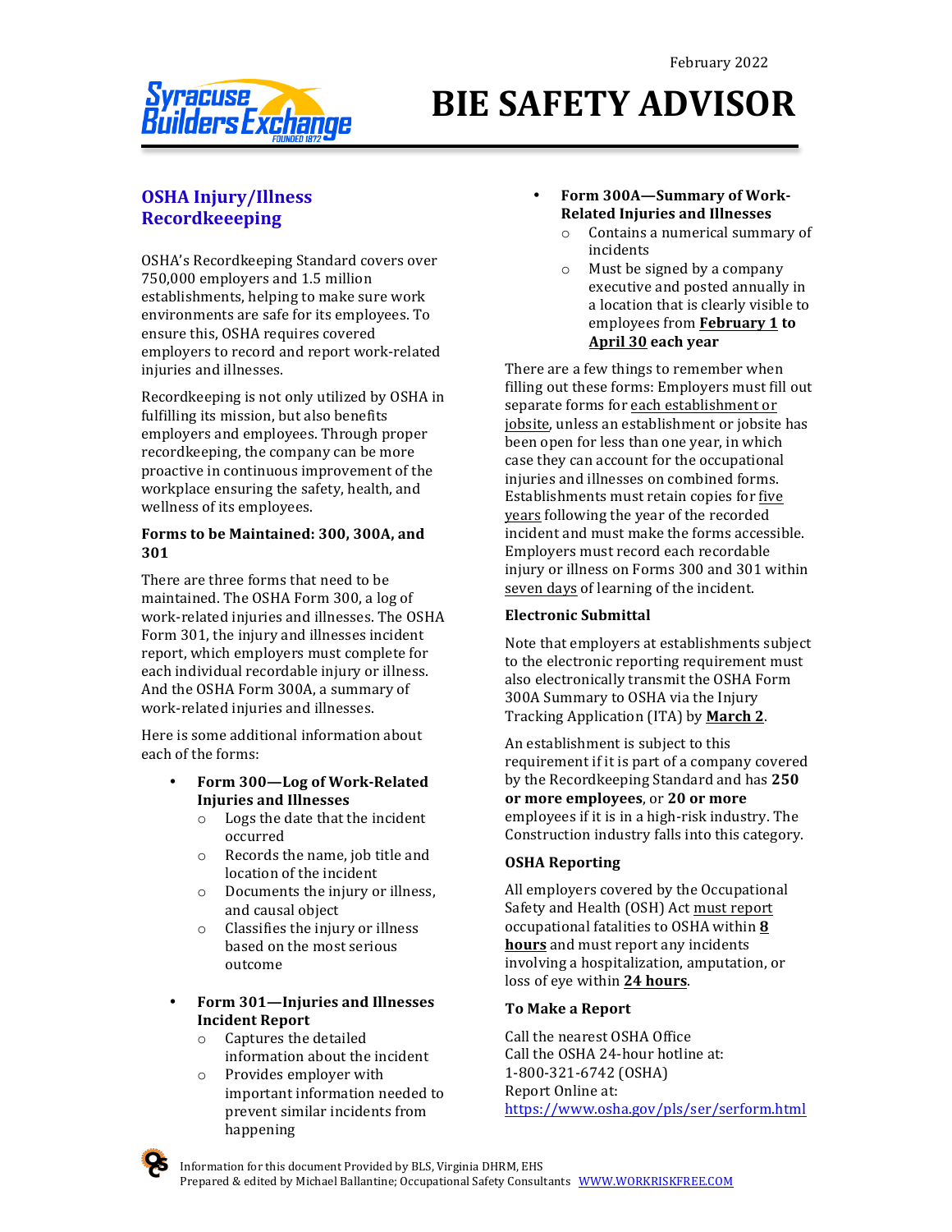February 2022

# BIE SAFETY ADVISOR

## OSHA Injury/Illness Recordkeeeping

OSHA's Recordkeeping Standard covers over 750,000 employers and 1.5 million establishments, helping to make sure work environments are safe for its employees. To ensure this, OSHA requires covered employers to record and report work-related injuries and illnesses.

Recordkeeping is not only utilized by OSHA in fulfilling its mission, but also benefits employers and employees. Through proper recordkeeping, the company can be more proactive in continuous improvement of the workplace ensuring the safety, health, and wellness of its employees.

### Forms to be Maintained: 300, 300A, and 301

There are three forms that need to be maintained. The OSHA Form 300, a log of work-related injuries and illnesses. The OSHA Form 301, the injury and illnesses incident report, which employers must complete for each individual recordable injury or illness. And the OSHA Form 300A, a summary of work-related injuries and illnesses.

Here is some additional information about each of the forms:

- **Form 300—Log of Work-Related Injuries and Illnesses**
  - Logs the date that the incident occurred
  - Records the name, job title and location of the incident
  - Documents the injury or illness, and causal object
  - Classifies the injury or illness based on the most serious outcome
- **Form 301—Injuries and Illnesses Incident Report**
  - Captures the detailed information about the incident
  - Provides employer with important information needed to prevent similar incidents from happening
- **Form 300A—Summary of Work-Related Injuries and Illnesses**
  - Contains a numerical summary of incidents
  - Must be signed by a company executive and posted annually in a location that is clearly visible to employees from **February 1 to April 30 each year**

There are a few things to remember when filling out these forms: Employers must fill out separate forms for each establishment or jobsite, unless an establishment or jobsite has been open for less than one year, in which case they can account for the occupational injuries and illnesses on combined forms. Establishments must retain copies for five years following the year of the recorded incident and must make the forms accessible. Employers must record each recordable injury or illness on Forms 300 and 301 within seven days of learning of the incident.

### Electronic Submittal

Note that employers at establishments subject to the electronic reporting requirement must also electronically transmit the OSHA Form 300A Summary to OSHA via the Injury Tracking Application (ITA) by **March 2**.

An establishment is subject to this requirement if it is part of a company covered by the Recordkeeping Standard and has **250 or more employees**, or **20 or more** employees if it is in a high-risk industry. The Construction industry falls into this category.

### OSHA Reporting

All employers covered by the Occupational Safety and Health (OSH) Act must report occupational fatalities to OSHA within **8 hours** and must report any incidents involving a hospitalization, amputation, or loss of eye within **24 hours**.

### To Make a Report

Call the nearest OSHA Office
Call the OSHA 24-hour hotline at:
1-800-321-6742 (OSHA)
Report Online at:
https://www.osha.gov/pls/ser/serform.html

Information for this document Provided by BLS, Virginia DHRM, EHS
Prepared & edited by Michael Ballantine; Occupational Safety Consultants WWW.WORKRISKFREE.COM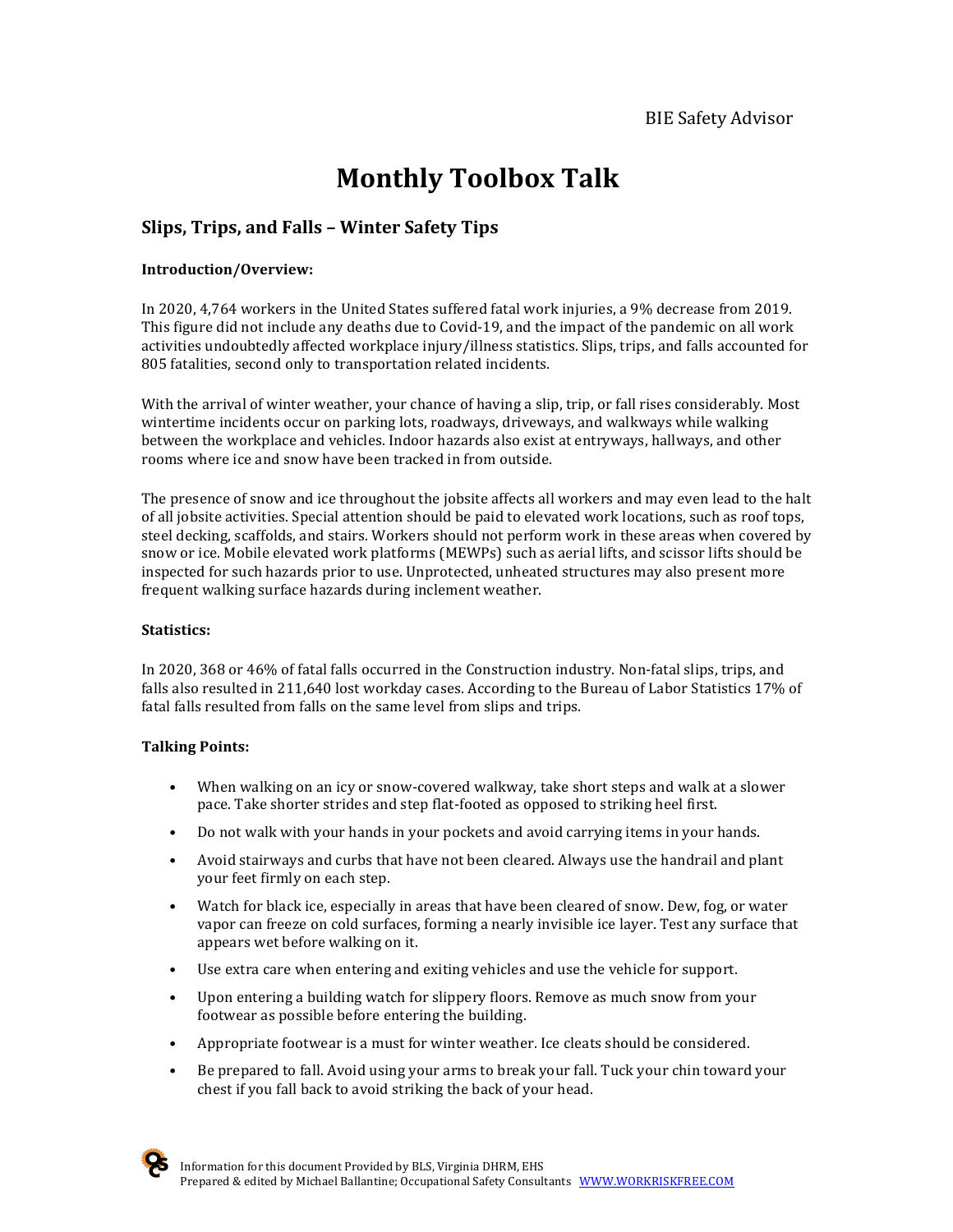BIE Safety Advisor

# Monthly Toolbox Talk

## Slips, Trips, and Falls – Winter Safety Tips

**Introduction/Overview:**

In 2020, 4,764 workers in the United States suffered fatal work injuries, a 9% decrease from 2019. This figure did not include any deaths due to Covid-19, and the impact of the pandemic on all work activities undoubtedly affected workplace injury/illness statistics. Slips, trips, and falls accounted for 805 fatalities, second only to transportation related incidents.

With the arrival of winter weather, your chance of having a slip, trip, or fall rises considerably. Most wintertime incidents occur on parking lots, roadways, driveways, and walkways while walking between the workplace and vehicles. Indoor hazards also exist at entryways, hallways, and other rooms where ice and snow have been tracked in from outside.

The presence of snow and ice throughout the jobsite affects all workers and may even lead to the halt of all jobsite activities. Special attention should be paid to elevated work locations, such as roof tops, steel decking, scaffolds, and stairs. Workers should not perform work in these areas when covered by snow or ice. Mobile elevated work platforms (MEWPs) such as aerial lifts, and scissor lifts should be inspected for such hazards prior to use. Unprotected, unheated structures may also present more frequent walking surface hazards during inclement weather.

**Statistics:**

In 2020, 368 or 46% of fatal falls occurred in the Construction industry. Non-fatal slips, trips, and falls also resulted in 211,640 lost workday cases. According to the Bureau of Labor Statistics 17% of fatal falls resulted from falls on the same level from slips and trips.

**Talking Points:**

- When walking on an icy or snow-covered walkway, take short steps and walk at a slower pace. Take shorter strides and step flat-footed as opposed to striking heel first.
- Do not walk with your hands in your pockets and avoid carrying items in your hands.
- Avoid stairways and curbs that have not been cleared. Always use the handrail and plant your feet firmly on each step.
- Watch for black ice, especially in areas that have been cleared of snow. Dew, fog, or water vapor can freeze on cold surfaces, forming a nearly invisible ice layer. Test any surface that appears wet before walking on it.
- Use extra care when entering and exiting vehicles and use the vehicle for support.
- Upon entering a building watch for slippery floors. Remove as much snow from your footwear as possible before entering the building.
- Appropriate footwear is a must for winter weather. Ice cleats should be considered.
- Be prepared to fall. Avoid using your arms to break your fall. Tuck your chin toward your chest if you fall back to avoid striking the back of your head.

Information for this document Provided by BLS, Virginia DHRM, EHS
Prepared & edited by Michael Ballantine; Occupational Safety Consultants WWW.WORKRISKFREE.COM